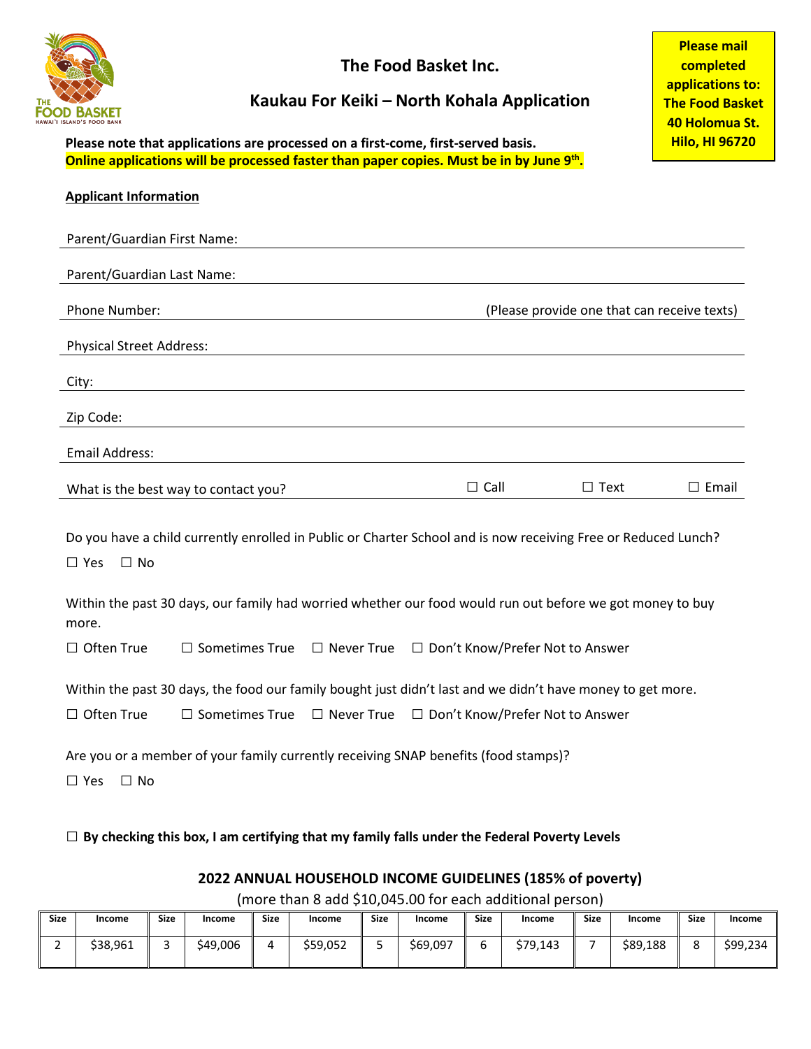# The Food Basket Inc.

## Kaukau For Keiki – North Kohala Application

**Please mail completed applications to: The Food Basket 40 Holomua St. Hilo, HI 96720**

**Please note that applications are processed on a first-come, first-served basis.**
**Online applications will be processed faster than paper copies. Must be in by June 9th.**

**Applicant Information**

Parent/Guardian First Name: ______________________________

Parent/Guardian Last Name: ______________________________

Phone Number: ______________________________ (Please provide one that can receive texts)

Physical Street Address: ______________________________

City: ______________________________

Zip Code: ______________________________

Email Address: ______________________________

What is the best way to contact you? ☐ Call ☐ Text ☐ Email

Do you have a child currently enrolled in Public or Charter School and is now receiving Free or Reduced Lunch?

☐ Yes ☐ No

Within the past 30 days, our family had worried whether our food would run out before we got money to buy more.

☐ Often True ☐ Sometimes True ☐ Never True ☐ Don't Know/Prefer Not to Answer

Within the past 30 days, the food our family bought just didn't last and we didn't have money to get more.

☐ Often True ☐ Sometimes True ☐ Never True ☐ Don't Know/Prefer Not to Answer

Are you or a member of your family currently receiving SNAP benefits (food stamps)?

☐ Yes ☐ No

☐ **By checking this box, I am certifying that my family falls under the Federal Poverty Levels**

### 2022 ANNUAL HOUSEHOLD INCOME GUIDELINES (185% of poverty)

(more than 8 add $10,045.00 for each additional person)

| Size | Income | Size | Income | Size | Income | Size | Income | Size | Income | Size | Income | Size | Income |
|---|---|---|---|---|---|---|---|---|---|---|---|---|---|
| 2 | $38,961 | 3 | $49,006 | 4 | $59,052 | 5 | $69,097 | 6 | $79,143 | 7 | $89,188 | 8 | $99,234 |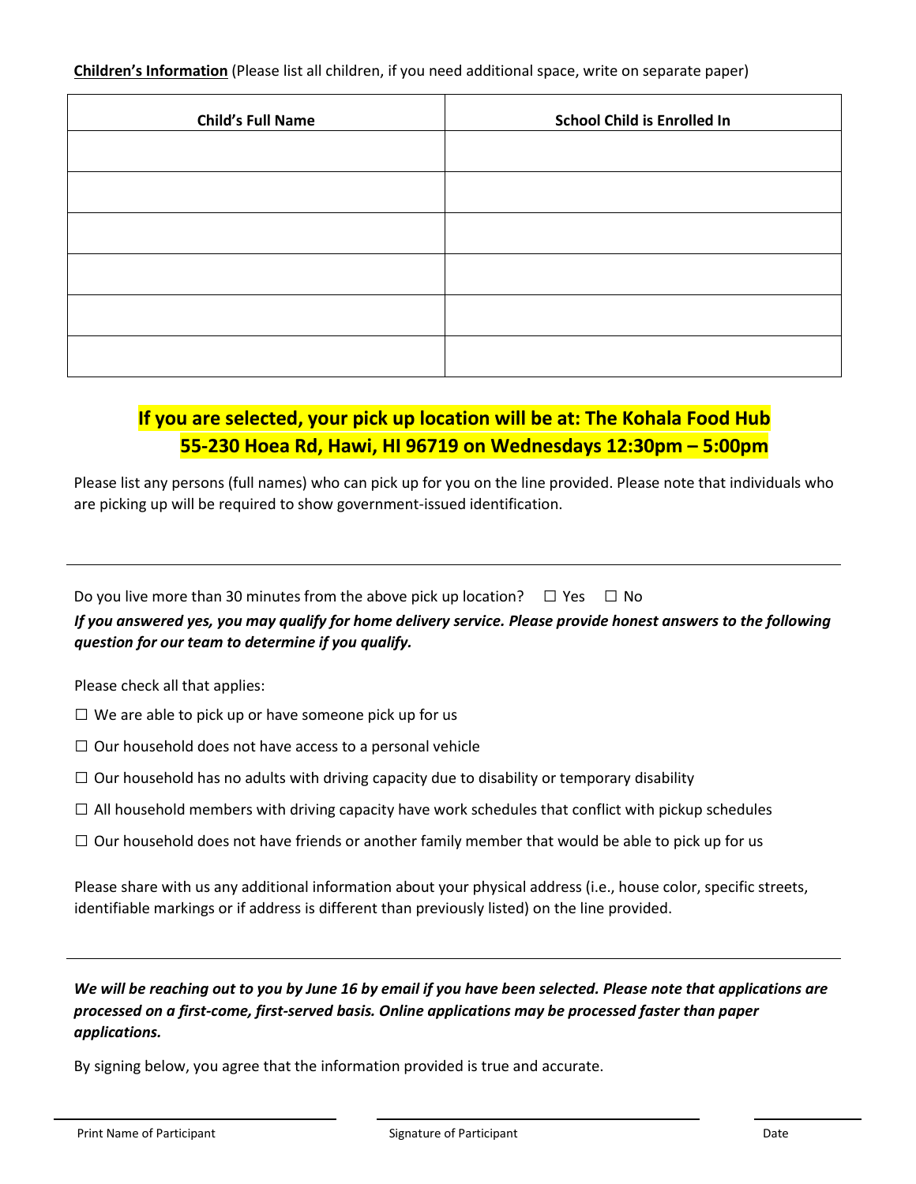**Children's Information** (Please list all children, if you need additional space, write on separate paper)

| Child's Full Name | School Child is Enrolled In |
| --- | --- |
| | |
| | |
| | |
| | |
| | |
| | |

**If you are selected, your pick up location will be at: The Kohala Food Hub 55-230 Hoea Rd, Hawi, HI 96719 on Wednesdays 12:30pm – 5:00pm**

Please list any persons (full names) who can pick up for you on the line provided. Please note that individuals who are picking up will be required to show government-issued identification.

______________________________________________________________________________

Do you live more than 30 minutes from the above pick up location? ☐ Yes ☐ No

***If you answered yes, you may qualify for home delivery service. Please provide honest answers to the following question for our team to determine if you qualify.***

Please check all that applies:

☐ We are able to pick up or have someone pick up for us

☐ Our household does not have access to a personal vehicle

☐ Our household has no adults with driving capacity due to disability or temporary disability

☐ All household members with driving capacity have work schedules that conflict with pickup schedules

☐ Our household does not have friends or another family member that would be able to pick up for us

Please share with us any additional information about your physical address (i.e., house color, specific streets, identifiable markings or if address is different than previously listed) on the line provided.

______________________________________________________________________________

***We will be reaching out to you by June 16 by email if you have been selected. Please note that applications are processed on a first-come, first-served basis. Online applications may be processed faster than paper applications.***

By signing below, you agree that the information provided is true and accurate.

______________________ ______________________ ____________

Print Name of Participant  Signature of Participant  Date